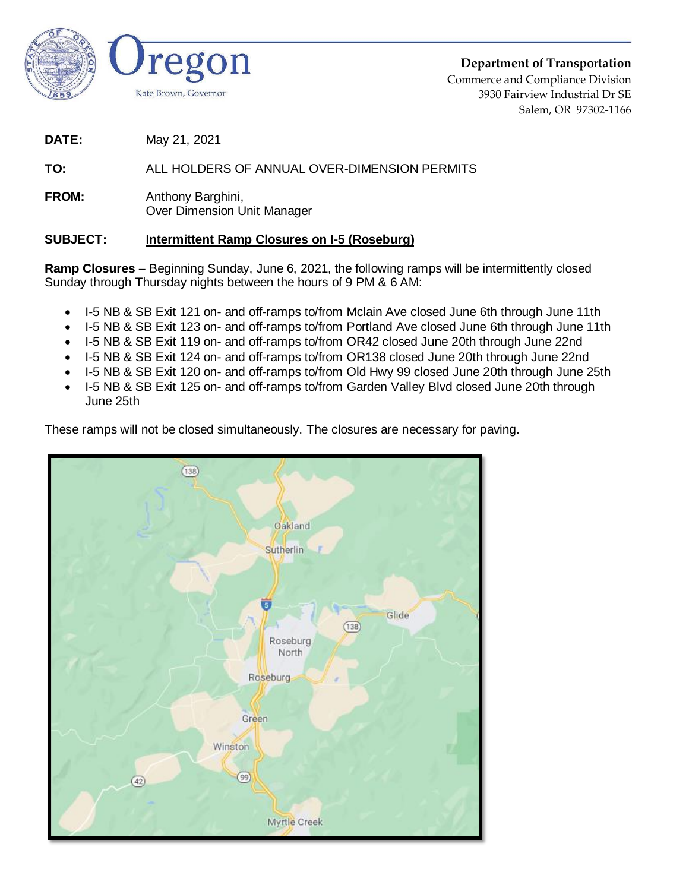Oregon

Kate Brown, Governor

**Department of Transportation**
Commerce and Compliance Division
3930 Fairview Industrial Dr SE
Salem, OR 97302-1166

**DATE:** May 21, 2021

**TO:** ALL HOLDERS OF ANNUAL OVER-DIMENSION PERMITS

**FROM:** Anthony Barghini,
Over Dimension Unit Manager

**SUBJECT:** **Intermittent Ramp Closures on I-5 (Roseburg)**

**Ramp Closures –** Beginning Sunday, June 6, 2021, the following ramps will be intermittently closed Sunday through Thursday nights between the hours of 9 PM & 6 AM:

- I-5 NB & SB Exit 121 on- and off-ramps to/from Mclain Ave closed June 6th through June 11th
- I-5 NB & SB Exit 123 on- and off-ramps to/from Portland Ave closed June 6th through June 11th
- I-5 NB & SB Exit 119 on- and off-ramps to/from OR42 closed June 20th through June 22nd
- I-5 NB & SB Exit 124 on- and off-ramps to/from OR138 closed June 20th through June 22nd
- I-5 NB & SB Exit 120 on- and off-ramps to/from Old Hwy 99 closed June 20th through June 25th
- I-5 NB & SB Exit 125 on- and off-ramps to/from Garden Valley Blvd closed June 20th through June 25th

These ramps will not be closed simultaneously. The closures are necessary for paving.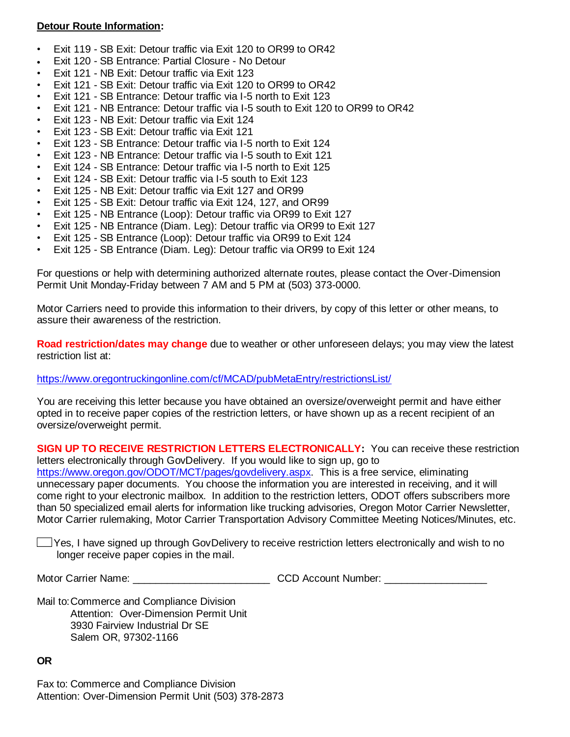**Detour Route Information:**

- Exit 119 - SB Exit: Detour traffic via Exit 120 to OR99 to OR42
- Exit 120 - SB Entrance: Partial Closure - No Detour
- Exit 121 - NB Exit: Detour traffic via Exit 123
- Exit 121 - SB Exit: Detour traffic via Exit 120 to OR99 to OR42
- Exit 121 - SB Entrance: Detour traffic via I-5 north to Exit 123
- Exit 121 - NB Entrance: Detour traffic via I-5 south to Exit 120 to OR99 to OR42
- Exit 123 - NB Exit: Detour traffic via Exit 124
- Exit 123 - SB Exit: Detour traffic via Exit 121
- Exit 123 - SB Entrance: Detour traffic via I-5 north to Exit 124
- Exit 123 - NB Entrance: Detour traffic via I-5 south to Exit 121
- Exit 124 - SB Entrance: Detour traffic via I-5 north to Exit 125
- Exit 124 - SB Exit: Detour traffic via I-5 south to Exit 123
- Exit 125 - NB Exit: Detour traffic via Exit 127 and OR99
- Exit 125 - SB Exit: Detour traffic via Exit 124, 127, and OR99
- Exit 125 - NB Entrance (Loop): Detour traffic via OR99 to Exit 127
- Exit 125 - NB Entrance (Diam. Leg): Detour traffic via OR99 to Exit 127
- Exit 125 - SB Entrance (Loop): Detour traffic via OR99 to Exit 124
- Exit 125 - SB Entrance (Diam. Leg): Detour traffic via OR99 to Exit 124

For questions or help with determining authorized alternate routes, please contact the Over-Dimension Permit Unit Monday-Friday between 7 AM and 5 PM at (503) 373-0000.

Motor Carriers need to provide this information to their drivers, by copy of this letter or other means, to assure their awareness of the restriction.

**Road restriction/dates may change** due to weather or other unforeseen delays; you may view the latest restriction list at:

https://www.oregontruckingonline.com/cf/MCAD/pubMetaEntry/restrictionsList/

You are receiving this letter because you have obtained an oversize/overweight permit and have either opted in to receive paper copies of the restriction letters, or have shown up as a recent recipient of an oversize/overweight permit.

**SIGN UP TO RECEIVE RESTRICTION LETTERS ELECTRONICALLY:** You can receive these restriction letters electronically through GovDelivery. If you would like to sign up, go to https://www.oregon.gov/ODOT/MCT/pages/govdelivery.aspx. This is a free service, eliminating unnecessary paper documents. You choose the information you are interested in receiving, and it will come right to your electronic mailbox. In addition to the restriction letters, ODOT offers subscribers more than 50 specialized email alerts for information like trucking advisories, Oregon Motor Carrier Newsletter, Motor Carrier rulemaking, Motor Carrier Transportation Advisory Committee Meeting Notices/Minutes, etc.

☐ Yes, I have signed up through GovDelivery to receive restriction letters electronically and wish to no longer receive paper copies in the mail.

Motor Carrier Name: ________________________ CCD Account Number: __________________

Mail to: Commerce and Compliance Division
Attention: Over-Dimension Permit Unit
3930 Fairview Industrial Dr SE
Salem OR, 97302-1166

**OR**

Fax to: Commerce and Compliance Division
Attention: Over-Dimension Permit Unit (503) 378-2873